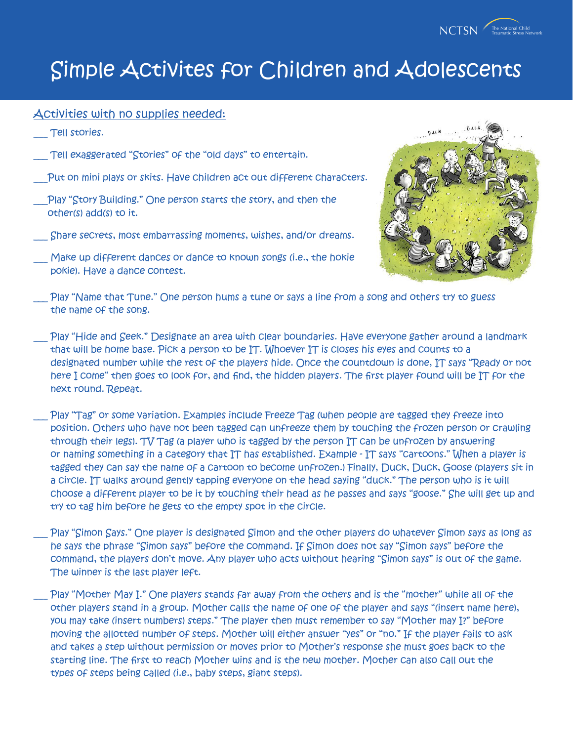# Simple Activites for Children and Adolescents

## Activities with no supplies needed:

___ Tell stories.

___ Tell exaggerated "Stories" of the "old days" to entertain.

___ Put on mini plays or skits. Have children act out different characters.

___ Play "Story Building." One person starts the story, and then the other(s) add(s) to it.

___ Share secrets, most embarrassing moments, wishes, and/or dreams.

___ Make up different dances or dance to known songs (i.e., the hokie pokie). Have a dance contest.

___ Play "Name that Tune." One person hums a tune or says a line from a song and others try to guess the name of the song.

___ Play "Hide and Seek." Designate an area with clear boundaries. Have everyone gather around a landmark that will be home base. Pick a person to be IT. Whoever IT is closes his eyes and counts to a designated number while the rest of the players hide. Once the countdown is done, IT says "Ready or not here I come" then goes to look for, and find, the hidden players. The first player found will be IT for the next round. Repeat.

___ Play "Tag" or some variation. Examples include Freeze Tag (when people are tagged they freeze into position. Others who have not been tagged can unfreeze them by touching the frozen person or crawling through their legs). TV Tag (a player who is tagged by the person IT can be unfrozen by answering or naming something in a category that IT has established. Example - IT says "cartoons." When a player is tagged they can say the name of a cartoon to become unfrozen.) Finally, Duck, Duck, Goose (players sit in a circle. IT walks around gently tapping everyone on the head saying "duck." The person who is it will choose a different player to be it by touching their head as he passes and says "goose." She will get up and try to tag him before he gets to the empty spot in the circle.

___ Play "Simon Says." One player is designated Simon and the other players do whatever Simon says as long as he says the phrase "Simon says" before the command. If Simon does not say "Simon says" before the command, the players don't move. Any player who acts without hearing "Simon says" is out of the game. The winner is the last player left.

___ Play "Mother May I." One players stands far away from the others and is the "mother" while all of the other players stand in a group. Mother calls the name of one of the player and says "(insert name here), you may take (insert numbers) steps." The player then must remember to say "Mother may I?" before moving the allotted number of steps. Mother will either answer "yes" or "no." If the player fails to ask and takes a step without permission or moves prior to Mother's response she must goes back to the starting line. The first to reach Mother wins and is the new mother. Mother can also call out the types of steps being called (i.e., baby steps, giant steps).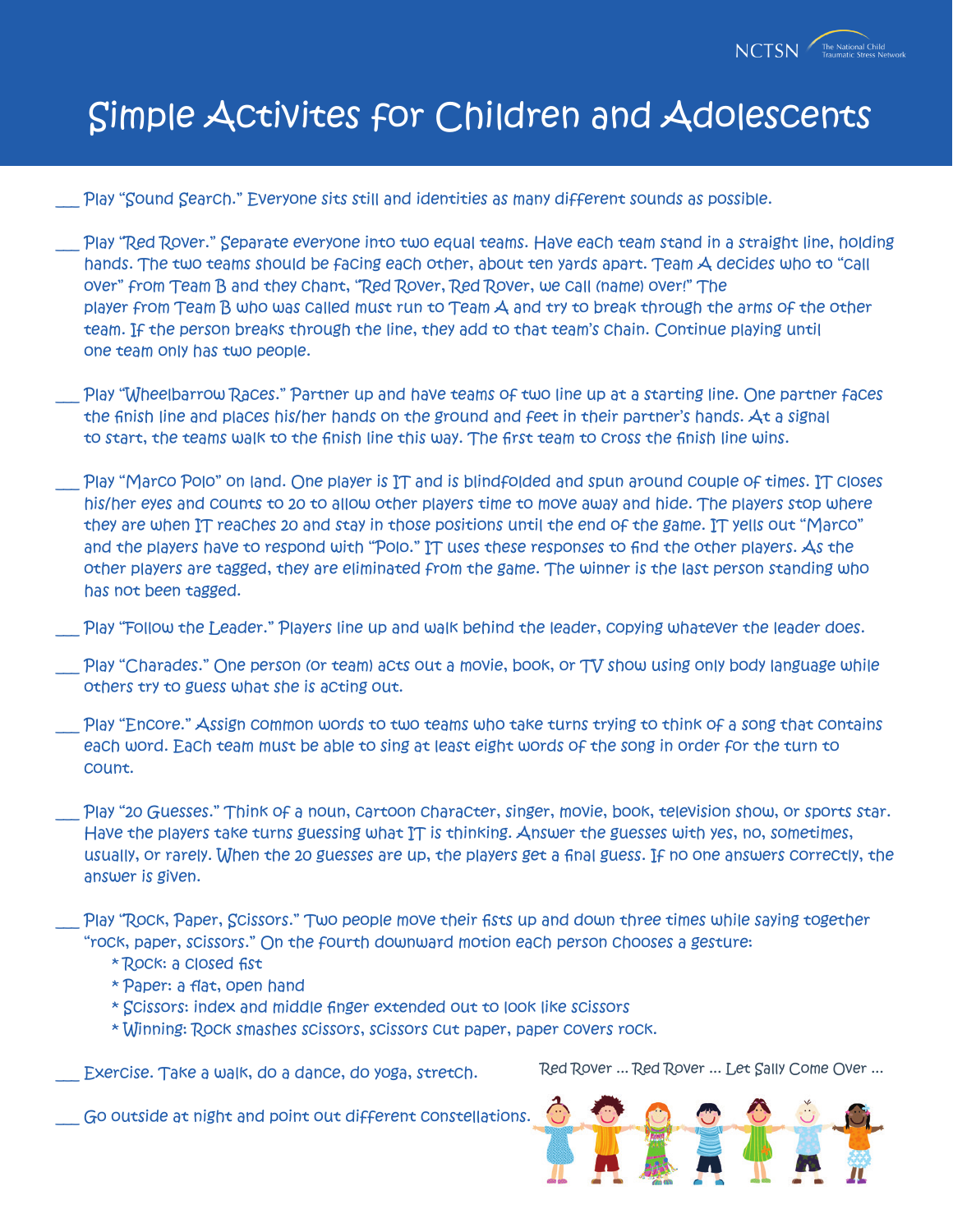# Simple Activites for Children and Adolescents

___ Play "Sound Search." Everyone sits still and identities as many different sounds as possible.

___ Play "Red Rover." Separate everyone into two equal teams. Have each team stand in a straight line, holding hands. The two teams should be facing each other, about ten yards apart. Team A decides who to "call over" from Team B and they chant, "Red Rover, Red Rover, we call (name) over!" The player from Team B who was called must run to Team A and try to break through the arms of the other team. If the person breaks through the line, they add to that team's chain. Continue playing until one team only has two people.

___ Play "Wheelbarrow Races." Partner up and have teams of two line up at a starting line. One partner faces the finish line and places his/her hands on the ground and feet in their partner's hands. At a signal to start, the teams walk to the finish line this way. The first team to cross the finish line wins.

___ Play "Marco Polo" on land. One player is IT and is blindfolded and spun around couple of times. IT closes his/her eyes and counts to 20 to allow other players time to move away and hide. The players stop where they are when IT reaches 20 and stay in those positions until the end of the game. IT yells out "Marco" and the players have to respond with "Polo." IT uses these responses to find the other players. As the other players are tagged, they are eliminated from the game. The winner is the last person standing who has not been tagged.

___ Play "Follow the Leader." Players line up and walk behind the leader, copying whatever the leader does.

___ Play "Charades." One person (or team) acts out a movie, book, or TV show using only body language while others try to guess what she is acting out.

___ Play "Encore." Assign common words to two teams who take turns trying to think of a song that contains each word. Each team must be able to sing at least eight words of the song in order for the turn to count.

___ Play "20 Guesses." Think of a noun, cartoon character, singer, movie, book, television show, or sports star. Have the players take turns guessing what IT is thinking. Answer the guesses with yes, no, sometimes, usually, or rarely. When the 20 guesses are up, the players get a final guess. If no one answers correctly, the answer is given.

___ Play "Rock, Paper, Scissors." Two people move their fists up and down three times while saying together "rock, paper, scissors." On the fourth downward motion each person chooses a gesture:

- Rock: a closed fist
- Paper: a flat, open hand
- Scissors: index and middle finger extended out to look like scissors
- Winning: Rock smashes scissors, scissors cut paper, paper covers rock.

___ Exercise. Take a walk, do a dance, do yoga, stretch.

___ Go outside at night and point out different constellations.

Red Rover ... Red Rover ... Let Sally Come Over ...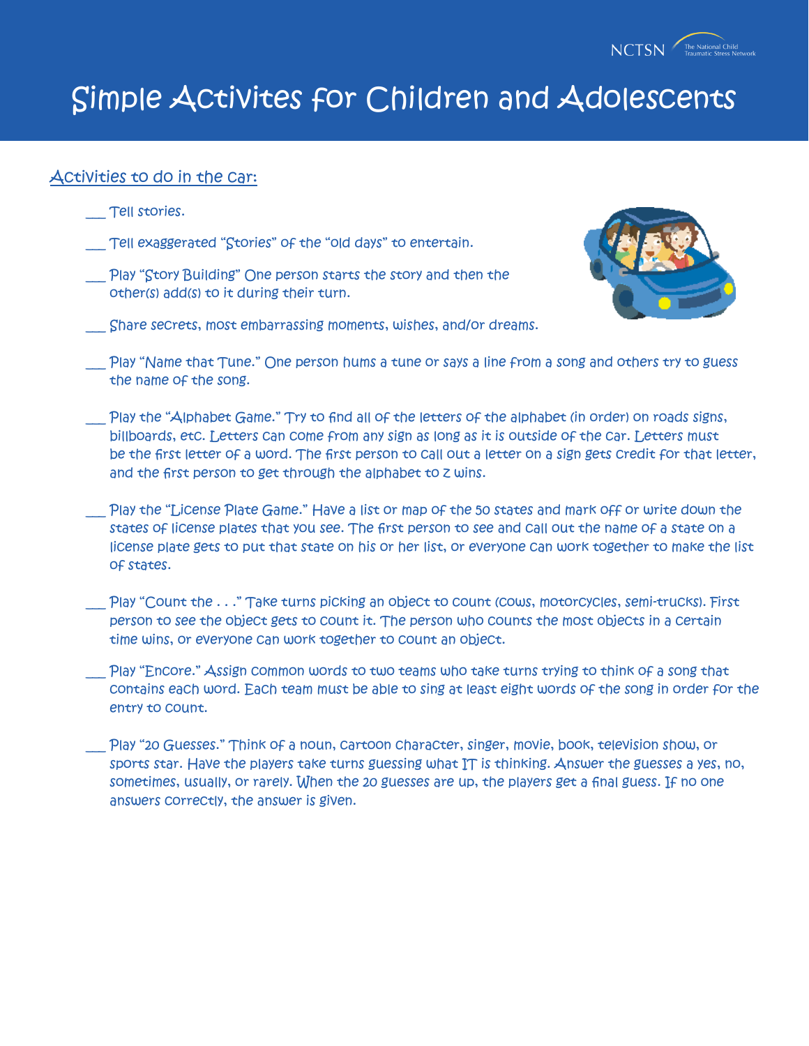# Simple Activites for Children and Adolescents

## Activities to do in the car:

___ Tell stories.

___ Tell exaggerated "Stories" of the "old days" to entertain.

___ Play "Story Building" One person starts the story and then the other(s) add(s) to it during their turn.

___ Share secrets, most embarrassing moments, wishes, and/or dreams.

___ Play "Name that Tune." One person hums a tune or says a line from a song and others try to guess the name of the song.

___ Play the "Alphabet Game." Try to find all of the letters of the alphabet (in order) on roads signs, billboards, etc. Letters can come from any sign as long as it is outside of the car. Letters must be the first letter of a word. The first person to call out a letter on a sign gets credit for that letter, and the first person to get through the alphabet to Z wins.

___ Play the "License Plate Game." Have a list or map of the 50 states and mark off or write down the states of license plates that you see. The first person to see and call out the name of a state on a license plate gets to put that state on his or her list, or everyone can work together to make the list of states.

___ Play "Count the . . ." Take turns picking an object to count (cows, motorcycles, semi-trucks). First person to see the object gets to count it. The person who counts the most objects in a certain time wins, or everyone can work together to count an object.

___ Play "Encore." Assign common words to two teams who take turns trying to think of a song that contains each word. Each team must be able to sing at least eight words of the song in order for the entry to count.

___ Play "20 Guesses." Think of a noun, cartoon character, singer, movie, book, television show, or sports star. Have the players take turns guessing what IT is thinking. Answer the guesses a yes, no, sometimes, usually, or rarely. When the 20 guesses are up, the players get a final guess. If no one answers correctly, the answer is given.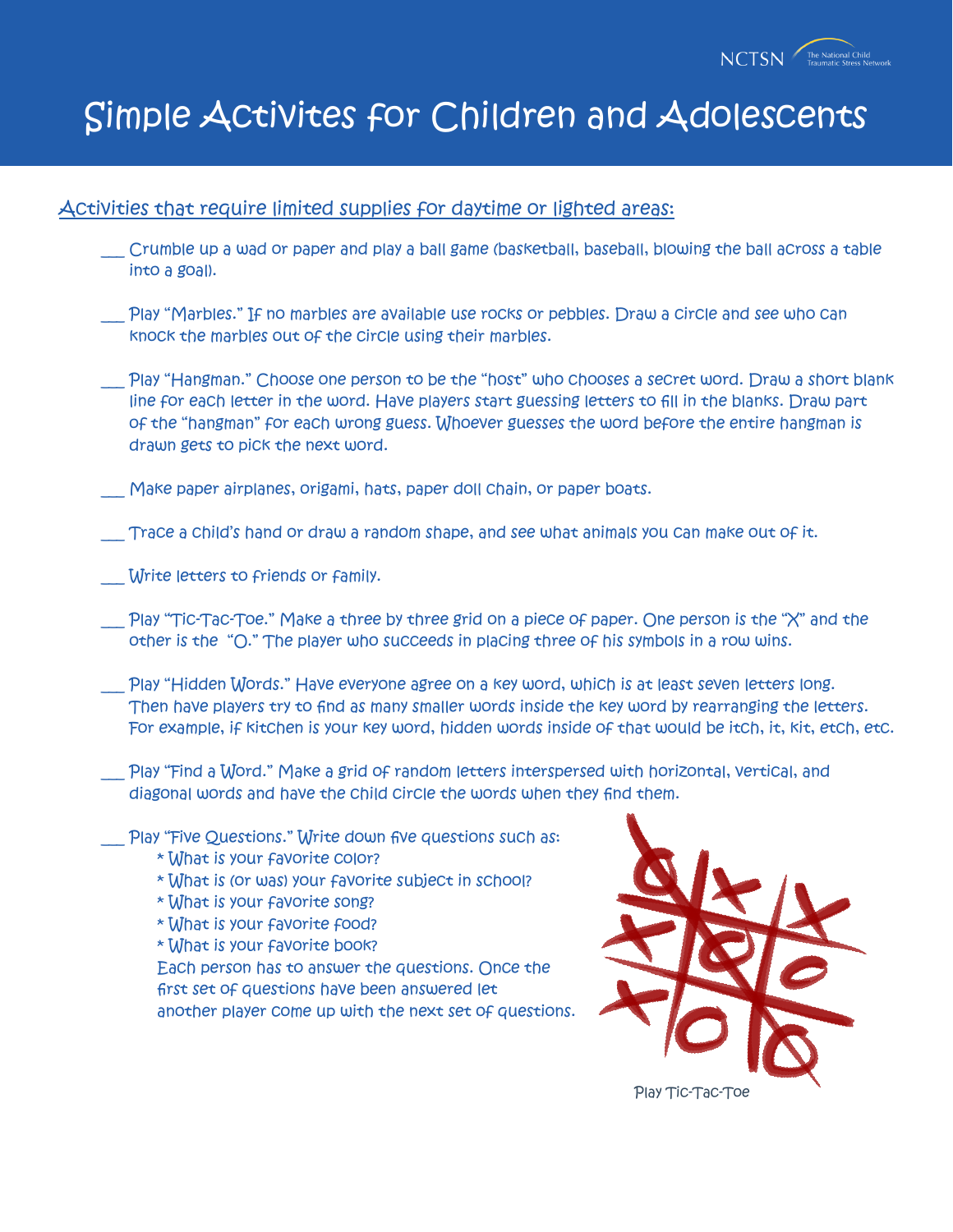# Simple Activites for Children and Adolescents

## Activities that require limited supplies for daytime or lighted areas:

___ Crumble up a wad or paper and play a ball game (basketball, baseball, blowing the ball across a table into a goal).

___ Play "Marbles." If no marbles are available use rocks or pebbles. Draw a circle and see who can knock the marbles out of the circle using their marbles.

___ Play "Hangman." Choose one person to be the "host" who chooses a secret word. Draw a short blank line for each letter in the word. Have players start guessing letters to fill in the blanks. Draw part of the "hangman" for each wrong guess. Whoever guesses the word before the entire hangman is drawn gets to pick the next word.

___ Make paper airplanes, origami, hats, paper doll chain, or paper boats.

___ Trace a child's hand or draw a random shape, and see what animals you can make out of it.

___ Write letters to friends or family.

___ Play "Tic-Tac-Toe." Make a three by three grid on a piece of paper. One person is the "X" and the other is the "O." The player who succeeds in placing three of his symbols in a row wins.

___ Play "Hidden Words." Have everyone agree on a key word, which is at least seven letters long. Then have players try to find as many smaller words inside the key word by rearranging the letters. For example, if kitchen is your key word, hidden words inside of that would be itch, it, kit, etch, etc.

___ Play "Find a Word." Make a grid of random letters interspersed with horizontal, vertical, and diagonal words and have the child circle the words when they find them.

___ Play "Five Questions." Write down five questions such as:

* What is your favorite color?
* What is (or was) your favorite subject in school?
* What is your favorite song?
* What is your favorite food?
* What is your favorite book?

Each person has to answer the questions. Once the first set of questions have been answered let another player come up with the next set of questions.

Play Tic-Tac-Toe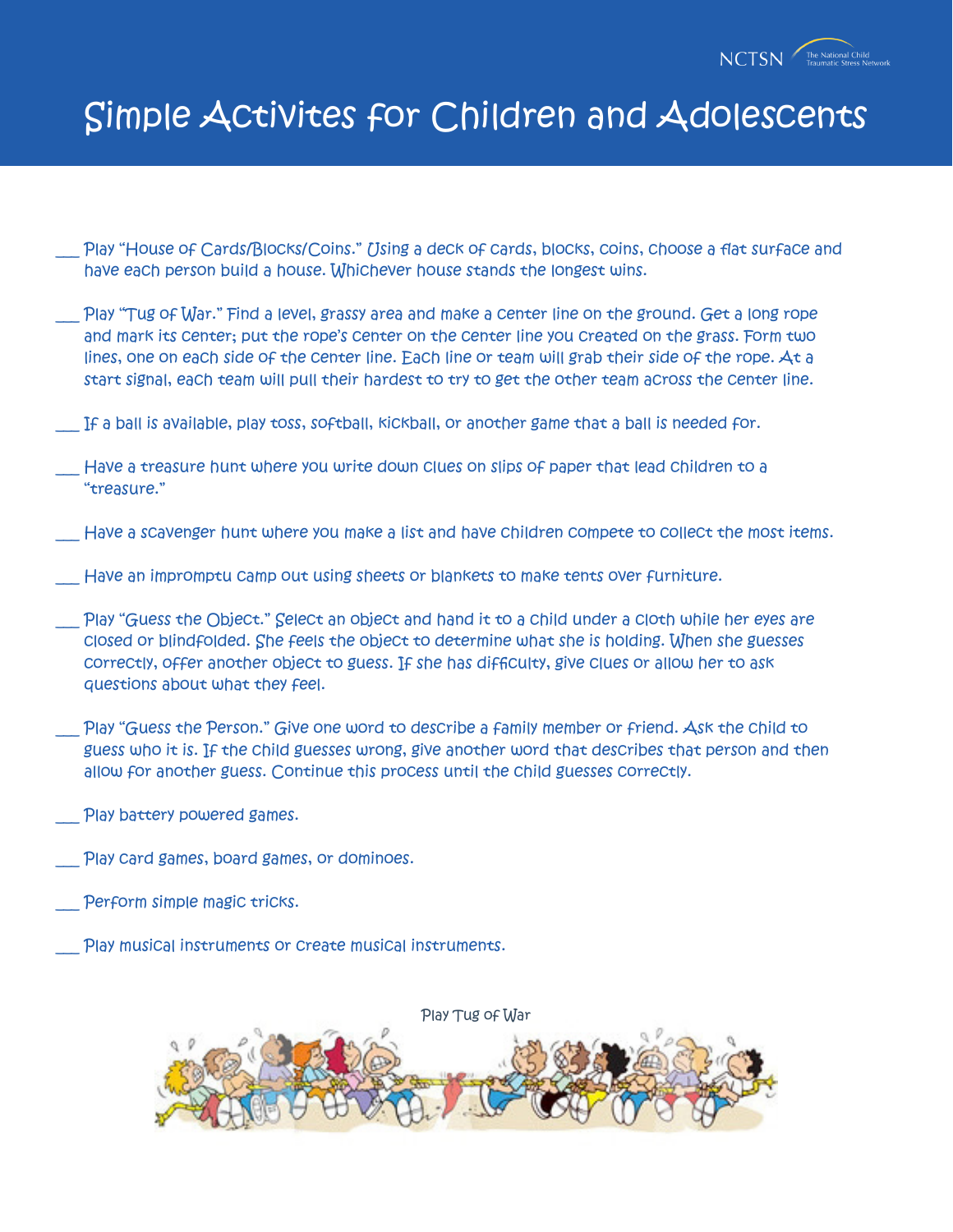# Simple Activites for Children and Adolescents

___ Play "House of Cards/Blocks/Coins." Using a deck of cards, blocks, coins, choose a flat surface and have each person build a house. Whichever house stands the longest wins.

___ Play "Tug of War." Find a level, grassy area and make a center line on the ground. Get a long rope and mark its center; put the rope's center on the center line you created on the grass. Form two lines, one on each side of the center line. Each line or team will grab their side of the rope. At a start signal, each team will pull their hardest to try to get the other team across the center line.

___ If a ball is available, play toss, softball, kickball, or another game that a ball is needed for.

___ Have a treasure hunt where you write down clues on slips of paper that lead children to a "treasure."

___ Have a scavenger hunt where you make a list and have children compete to collect the most items.

___ Have an impromptu camp out using sheets or blankets to make tents over furniture.

___ Play "Guess the Object." Select an object and hand it to a child under a cloth while her eyes are closed or blindfolded. She feels the object to determine what she is holding. When she guesses correctly, offer another object to guess. If she has difficulty, give clues or allow her to ask questions about what they feel.

___ Play "Guess the Person." Give one word to describe a family member or friend. Ask the child to guess who it is. If the child guesses wrong, give another word that describes that person and then allow for another guess. Continue this process until the child guesses correctly.

___ Play battery powered games.

___ Play card games, board games, or dominoes.

___ Perform simple magic tricks.

___ Play musical instruments or create musical instruments.

Play Tug of War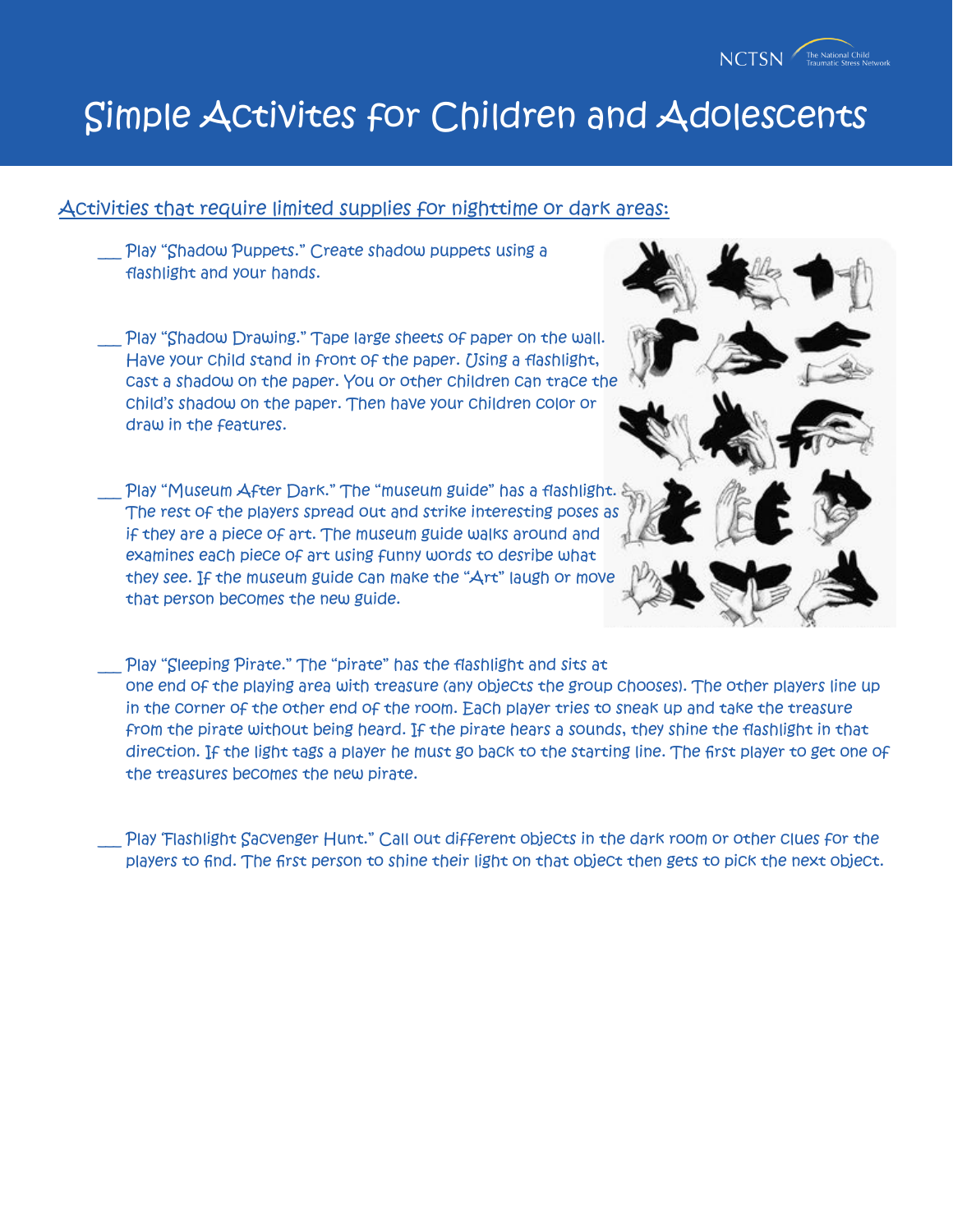# Simple Activites for Children and Adolescents

## Activities that require limited supplies for nighttime or dark areas:

___ Play "Shadow Puppets." Create shadow puppets using a flashlight and your hands.

___ Play "Shadow Drawing." Tape large sheets of paper on the wall. Have your child stand in front of the paper. Using a flashlight, cast a shadow on the paper. You or other children can trace the child's shadow on the paper. Then have your children color or draw in the features.

___ Play "Museum After Dark." The "museum guide" has a flashlight. The rest of the players spread out and strike interesting poses as if they are a piece of art. The museum guide walks around and examines each piece of art using funny words to desribe what they see. If the museum guide can make the "Art" laugh or move that person becomes the new guide.

___ Play "Sleeping Pirate." The "pirate" has the flashlight and sits at one end of the playing area with treasure (any objects the group chooses). The other players line up in the corner of the other end of the room. Each player tries to sneak up and take the treasure from the pirate without being heard. If the pirate hears a sounds, they shine the flashlight in that direction. If the light tags a player he must go back to the starting line. The first player to get one of the treasures becomes the new pirate.

___ Play 'Flashlight Sacvenger Hunt." Call out different objects in the dark room or other clues for the players to find. The first person to shine their light on that object then gets to pick the next object.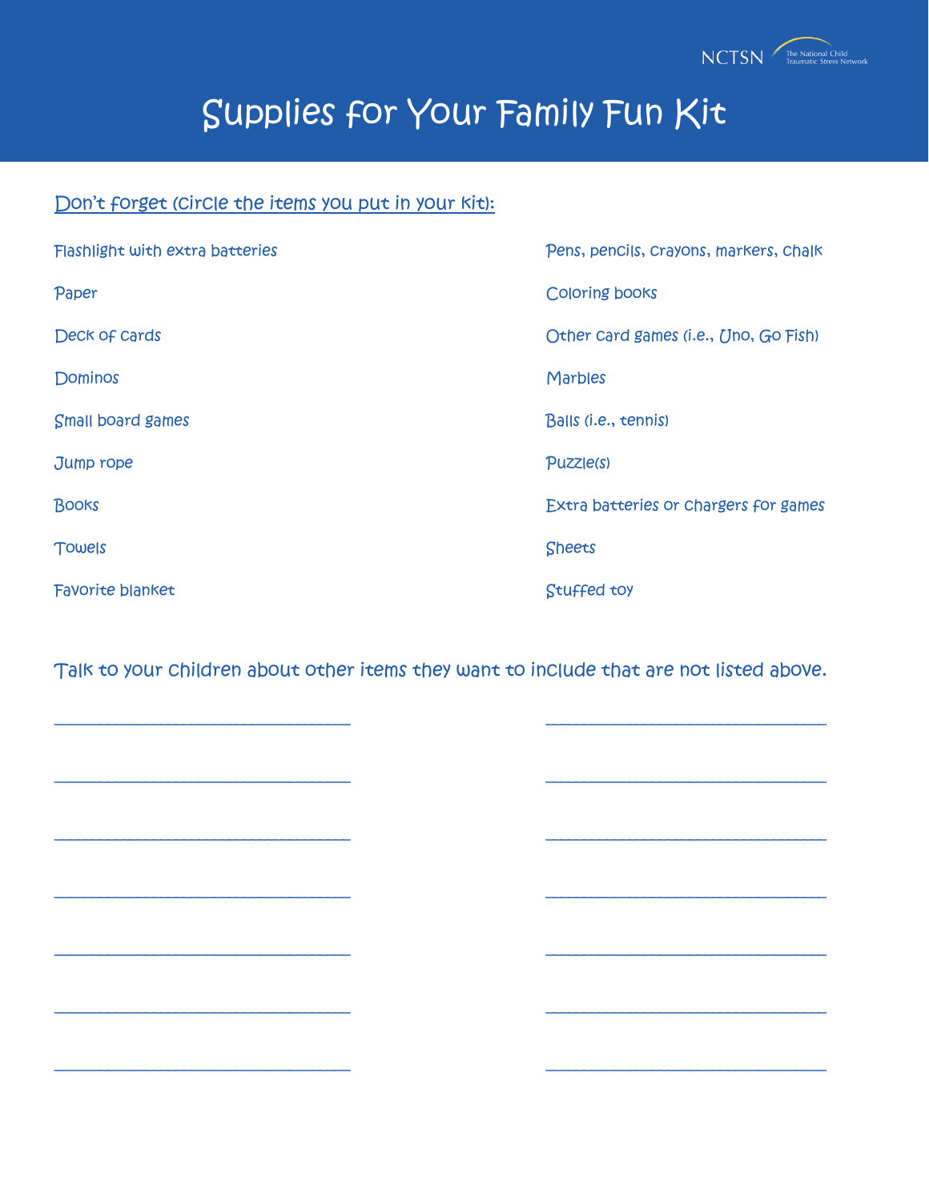# Supplies for Your Family Fun Kit

Don't forget (circle the items you put in your kit):

- Flashlight with extra batteries
- Paper
- Deck of cards
- Dominos
- Small board games
- Jump rope
- Books
- Towels
- Favorite blanket
- Pens, pencils, crayons, markers, chalk
- Coloring books
- Other card games (i.e., Uno, Go Fish)
- Marbles
- Balls (i.e., tennis)
- Puzzle(s)
- Extra batteries or chargers for games
- Sheets
- Stuffed toy

Talk to your children about other items they want to include that are not listed above.

______________________________ ______________________________

______________________________ ______________________________

______________________________ ______________________________

______________________________ ______________________________

______________________________ ______________________________

______________________________ ______________________________

______________________________ ______________________________